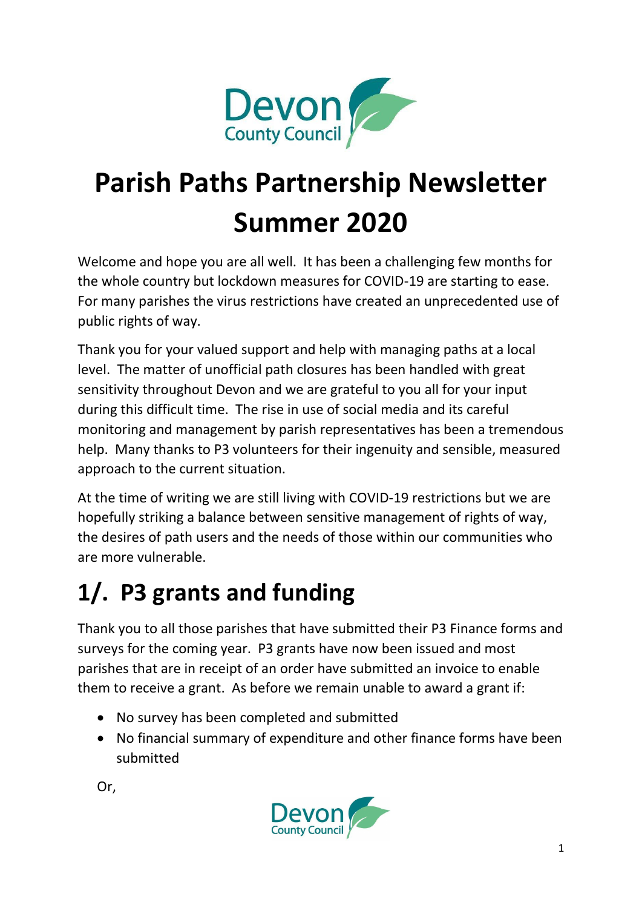# Parish Paths Partnership Newsletter Summer 2020

Welcome and hope you are all well. It has been a challenging few months for the whole country but lockdown measures for COVID-19 are starting to ease. For many parishes the virus restrictions have created an unprecedented use of public rights of way.

Thank you for your valued support and help with managing paths at a local level. The matter of unofficial path closures has been handled with great sensitivity throughout Devon and we are grateful to you all for your input during this difficult time. The rise in use of social media and its careful monitoring and management by parish representatives has been a tremendous help. Many thanks to P3 volunteers for their ingenuity and sensible, measured approach to the current situation.

At the time of writing we are still living with COVID-19 restrictions but we are hopefully striking a balance between sensitive management of rights of way, the desires of path users and the needs of those within our communities who are more vulnerable.

## 1/. P3 grants and funding

Thank you to all those parishes that have submitted their P3 Finance forms and surveys for the coming year. P3 grants have now been issued and most parishes that are in receipt of an order have submitted an invoice to enable them to receive a grant. As before we remain unable to award a grant if:

- No survey has been completed and submitted
- No financial summary of expenditure and other finance forms have been submitted

Or,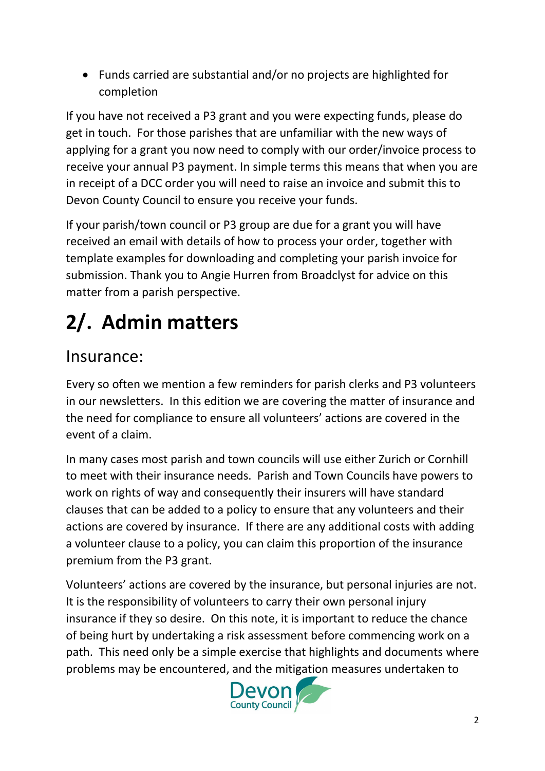- Funds carried are substantial and/or no projects are highlighted for completion

If you have not received a P3 grant and you were expecting funds, please do get in touch. For those parishes that are unfamiliar with the new ways of applying for a grant you now need to comply with our order/invoice process to receive your annual P3 payment. In simple terms this means that when you are in receipt of a DCC order you will need to raise an invoice and submit this to Devon County Council to ensure you receive your funds.

If your parish/town council or P3 group are due for a grant you will have received an email with details of how to process your order, together with template examples for downloading and completing your parish invoice for submission. Thank you to Angie Hurren from Broadclyst for advice on this matter from a parish perspective.

# 2/. Admin matters

## Insurance:

Every so often we mention a few reminders for parish clerks and P3 volunteers in our newsletters. In this edition we are covering the matter of insurance and the need for compliance to ensure all volunteers' actions are covered in the event of a claim.

In many cases most parish and town councils will use either Zurich or Cornhill to meet with their insurance needs. Parish and Town Councils have powers to work on rights of way and consequently their insurers will have standard clauses that can be added to a policy to ensure that any volunteers and their actions are covered by insurance. If there are any additional costs with adding a volunteer clause to a policy, you can claim this proportion of the insurance premium from the P3 grant.

Volunteers' actions are covered by the insurance, but personal injuries are not. It is the responsibility of volunteers to carry their own personal injury insurance if they so desire. On this note, it is important to reduce the chance of being hurt by undertaking a risk assessment before commencing work on a path. This need only be a simple exercise that highlights and documents where problems may be encountered, and the mitigation measures undertaken to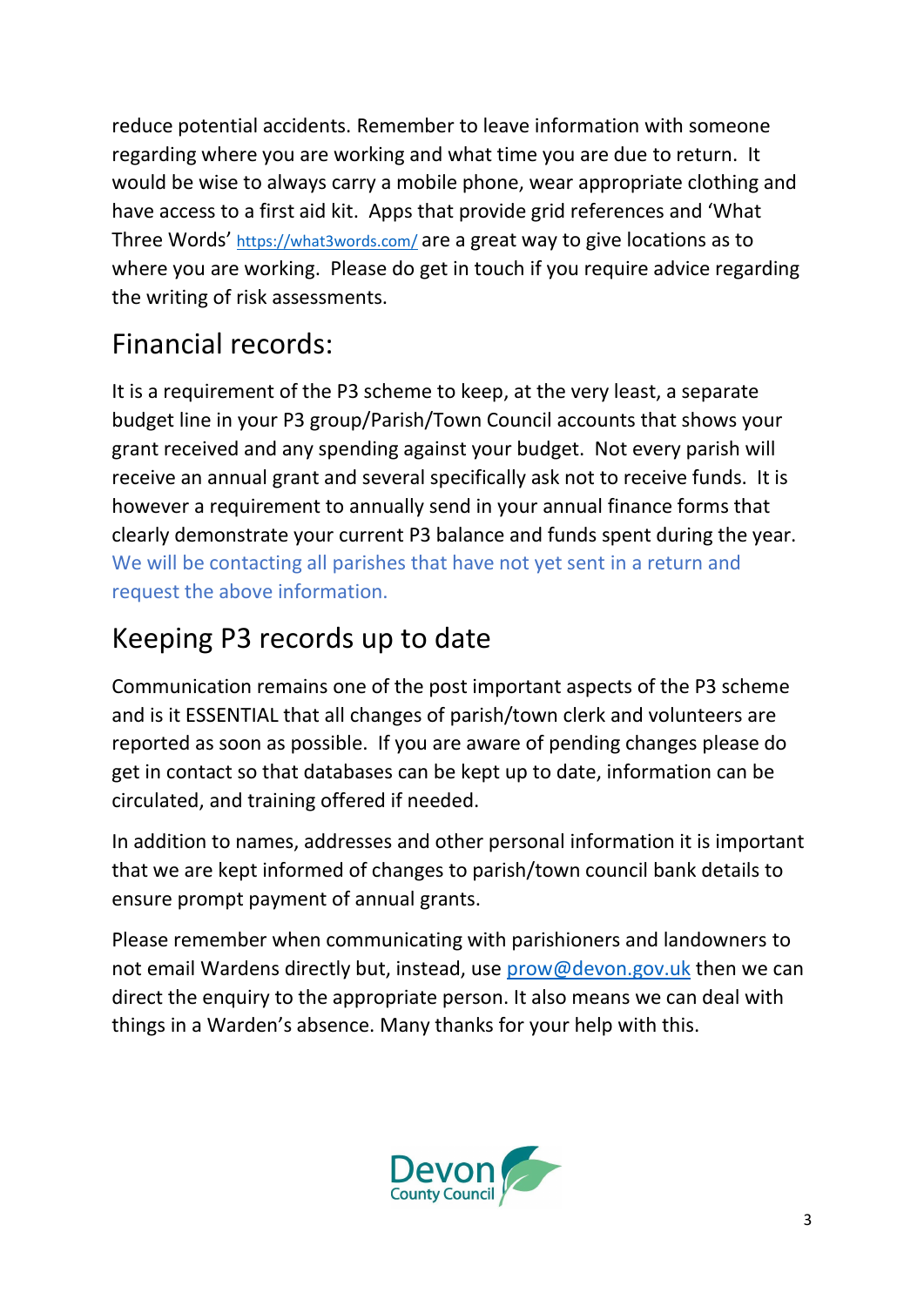reduce potential accidents. Remember to leave information with someone regarding where you are working and what time you are due to return. It would be wise to always carry a mobile phone, wear appropriate clothing and have access to a first aid kit. Apps that provide grid references and 'What Three Words' https://what3words.com/ are a great way to give locations as to where you are working. Please do get in touch if you require advice regarding the writing of risk assessments.

## Financial records:

It is a requirement of the P3 scheme to keep, at the very least, a separate budget line in your P3 group/Parish/Town Council accounts that shows your grant received and any spending against your budget. Not every parish will receive an annual grant and several specifically ask not to receive funds. It is however a requirement to annually send in your annual finance forms that clearly demonstrate your current P3 balance and funds spent during the year. We will be contacting all parishes that have not yet sent in a return and request the above information.

## Keeping P3 records up to date

Communication remains one of the post important aspects of the P3 scheme and is it ESSENTIAL that all changes of parish/town clerk and volunteers are reported as soon as possible. If you are aware of pending changes please do get in contact so that databases can be kept up to date, information can be circulated, and training offered if needed.

In addition to names, addresses and other personal information it is important that we are kept informed of changes to parish/town council bank details to ensure prompt payment of annual grants.

Please remember when communicating with parishioners and landowners to not email Wardens directly but, instead, use prow@devon.gov.uk then we can direct the enquiry to the appropriate person. It also means we can deal with things in a Warden's absence. Many thanks for your help with this.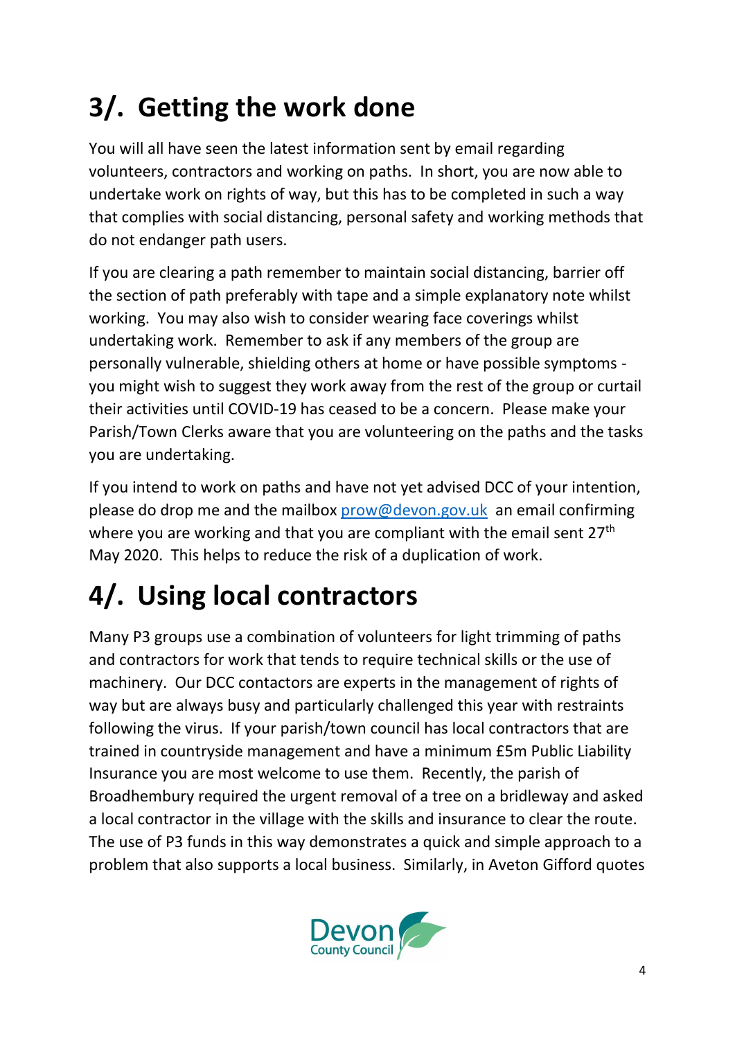# 3/. Getting the work done

You will all have seen the latest information sent by email regarding volunteers, contractors and working on paths. In short, you are now able to undertake work on rights of way, but this has to be completed in such a way that complies with social distancing, personal safety and working methods that do not endanger path users.

If you are clearing a path remember to maintain social distancing, barrier off the section of path preferably with tape and a simple explanatory note whilst working. You may also wish to consider wearing face coverings whilst undertaking work. Remember to ask if any members of the group are personally vulnerable, shielding others at home or have possible symptoms - you might wish to suggest they work away from the rest of the group or curtail their activities until COVID-19 has ceased to be a concern. Please make your Parish/Town Clerks aware that you are volunteering on the paths and the tasks you are undertaking.

If you intend to work on paths and have not yet advised DCC of your intention, please do drop me and the mailbox prow@devon.gov.uk an email confirming where you are working and that you are compliant with the email sent 27th May 2020. This helps to reduce the risk of a duplication of work.

# 4/. Using local contractors

Many P3 groups use a combination of volunteers for light trimming of paths and contractors for work that tends to require technical skills or the use of machinery. Our DCC contactors are experts in the management of rights of way but are always busy and particularly challenged this year with restraints following the virus. If your parish/town council has local contractors that are trained in countryside management and have a minimum £5m Public Liability Insurance you are most welcome to use them. Recently, the parish of Broadhembury required the urgent removal of a tree on a bridleway and asked a local contractor in the village with the skills and insurance to clear the route. The use of P3 funds in this way demonstrates a quick and simple approach to a problem that also supports a local business. Similarly, in Aveton Gifford quotes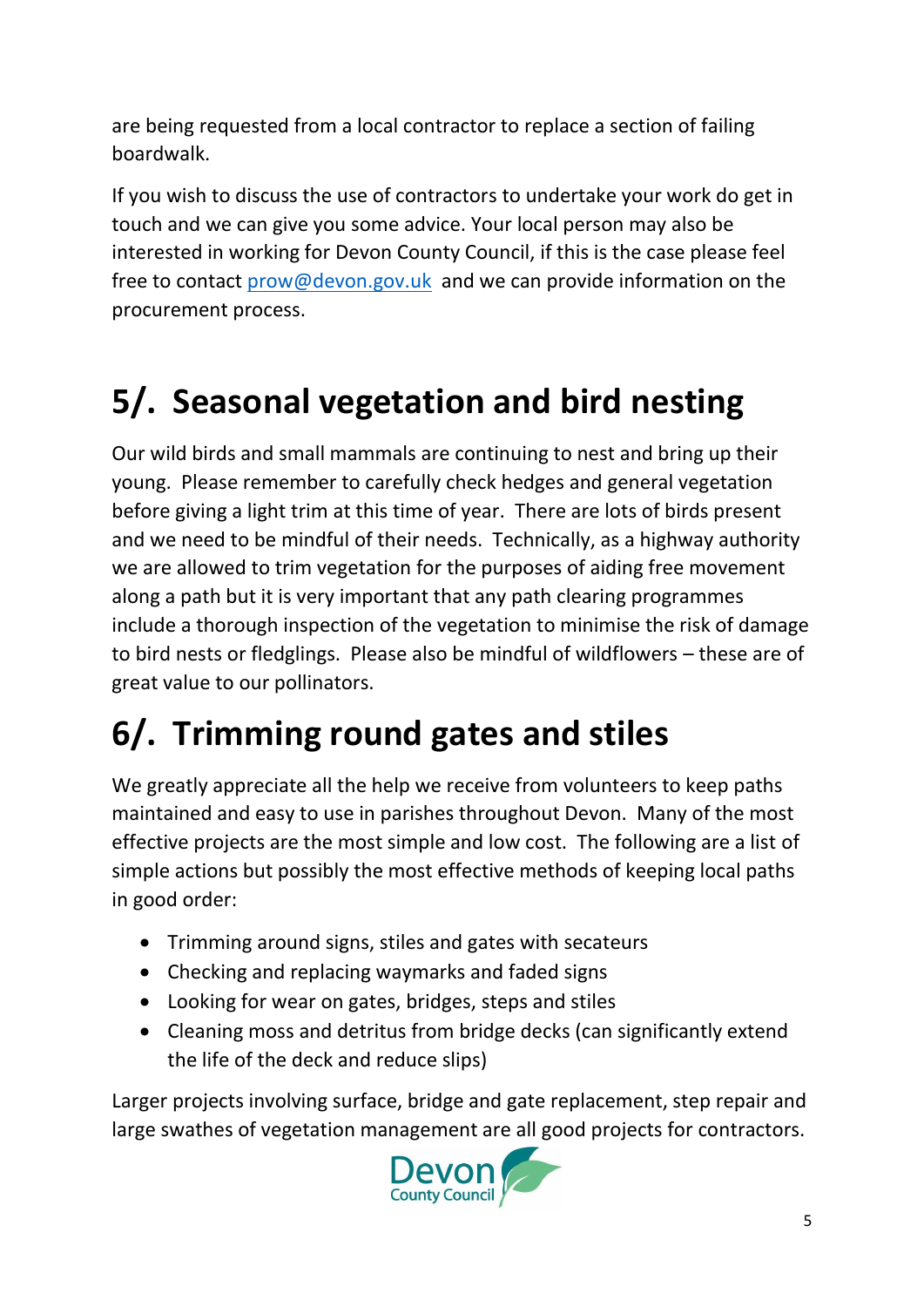are being requested from a local contractor to replace a section of failing boardwalk.

If you wish to discuss the use of contractors to undertake your work do get in touch and we can give you some advice. Your local person may also be interested in working for Devon County Council, if this is the case please feel free to contact prow@devon.gov.uk and we can provide information on the procurement process.

# 5/. Seasonal vegetation and bird nesting

Our wild birds and small mammals are continuing to nest and bring up their young. Please remember to carefully check hedges and general vegetation before giving a light trim at this time of year. There are lots of birds present and we need to be mindful of their needs. Technically, as a highway authority we are allowed to trim vegetation for the purposes of aiding free movement along a path but it is very important that any path clearing programmes include a thorough inspection of the vegetation to minimise the risk of damage to bird nests or fledglings. Please also be mindful of wildflowers – these are of great value to our pollinators.

# 6/. Trimming round gates and stiles

We greatly appreciate all the help we receive from volunteers to keep paths maintained and easy to use in parishes throughout Devon. Many of the most effective projects are the most simple and low cost. The following are a list of simple actions but possibly the most effective methods of keeping local paths in good order:

- Trimming around signs, stiles and gates with secateurs
- Checking and replacing waymarks and faded signs
- Looking for wear on gates, bridges, steps and stiles
- Cleaning moss and detritus from bridge decks (can significantly extend the life of the deck and reduce slips)

Larger projects involving surface, bridge and gate replacement, step repair and large swathes of vegetation management are all good projects for contractors.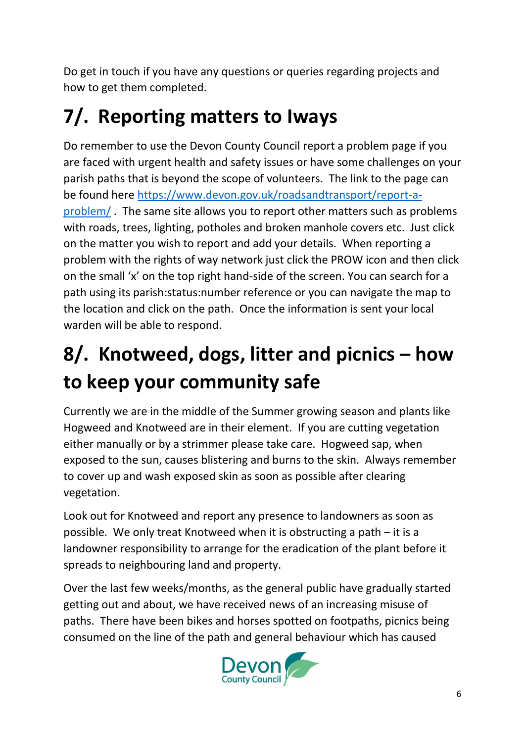Do get in touch if you have any questions or queries regarding projects and how to get them completed.

# 7/. Reporting matters to Iways

Do remember to use the Devon County Council report a problem page if you are faced with urgent health and safety issues or have some challenges on your parish paths that is beyond the scope of volunteers. The link to the page can be found here [https://www.devon.gov.uk/roadsandtransport/report-a-problem/](https://www.devon.gov.uk/roadsandtransport/report-a-problem/) . The same site allows you to report other matters such as problems with roads, trees, lighting, potholes and broken manhole covers etc. Just click on the matter you wish to report and add your details. When reporting a problem with the rights of way network just click the PROW icon and then click on the small 'x' on the top right hand-side of the screen. You can search for a path using its parish:status:number reference or you can navigate the map to the location and click on the path. Once the information is sent your local warden will be able to respond.

# 8/. Knotweed, dogs, litter and picnics – how to keep your community safe

Currently we are in the middle of the Summer growing season and plants like Hogweed and Knotweed are in their element. If you are cutting vegetation either manually or by a strimmer please take care. Hogweed sap, when exposed to the sun, causes blistering and burns to the skin. Always remember to cover up and wash exposed skin as soon as possible after clearing vegetation.

Look out for Knotweed and report any presence to landowners as soon as possible. We only treat Knotweed when it is obstructing a path – it is a landowner responsibility to arrange for the eradication of the plant before it spreads to neighbouring land and property.

Over the last few weeks/months, as the general public have gradually started getting out and about, we have received news of an increasing misuse of paths. There have been bikes and horses spotted on footpaths, picnics being consumed on the line of the path and general behaviour which has caused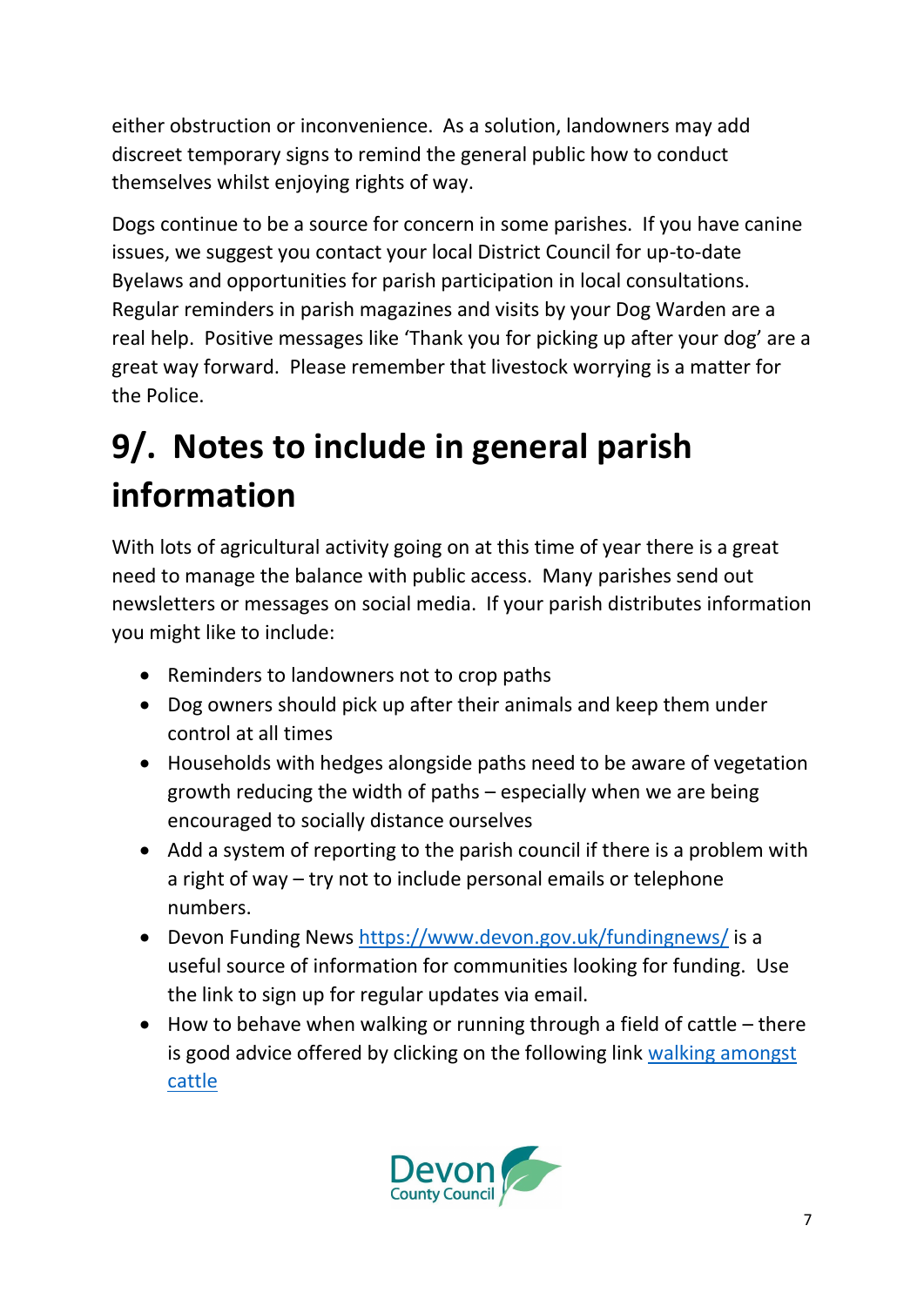either obstruction or inconvenience.  As a solution, landowners may add discreet temporary signs to remind the general public how to conduct themselves whilst enjoying rights of way.

Dogs continue to be a source for concern in some parishes.  If you have canine issues, we suggest you contact your local District Council for up-to-date Byelaws and opportunities for parish participation in local consultations.  Regular reminders in parish magazines and visits by your Dog Warden are a real help.  Positive messages like 'Thank you for picking up after your dog' are a great way forward.  Please remember that livestock worrying is a matter for the Police.

# 9/.  Notes to include in general parish information

With lots of agricultural activity going on at this time of year there is a great need to manage the balance with public access.  Many parishes send out newsletters or messages on social media.  If your parish distributes information you might like to include:

- Reminders to landowners not to crop paths
- Dog owners should pick up after their animals and keep them under control at all times
- Households with hedges alongside paths need to be aware of vegetation growth reducing the width of paths – especially when we are being encouraged to socially distance ourselves
- Add a system of reporting to the parish council if there is a problem with a right of way – try not to include personal emails or telephone numbers.
- Devon Funding News https://www.devon.gov.uk/fundingnews/ is a useful source of information for communities looking for funding.  Use the link to sign up for regular updates via email.
- How to behave when walking or running through a field of cattle – there is good advice offered by clicking on the following link walking amongst cattle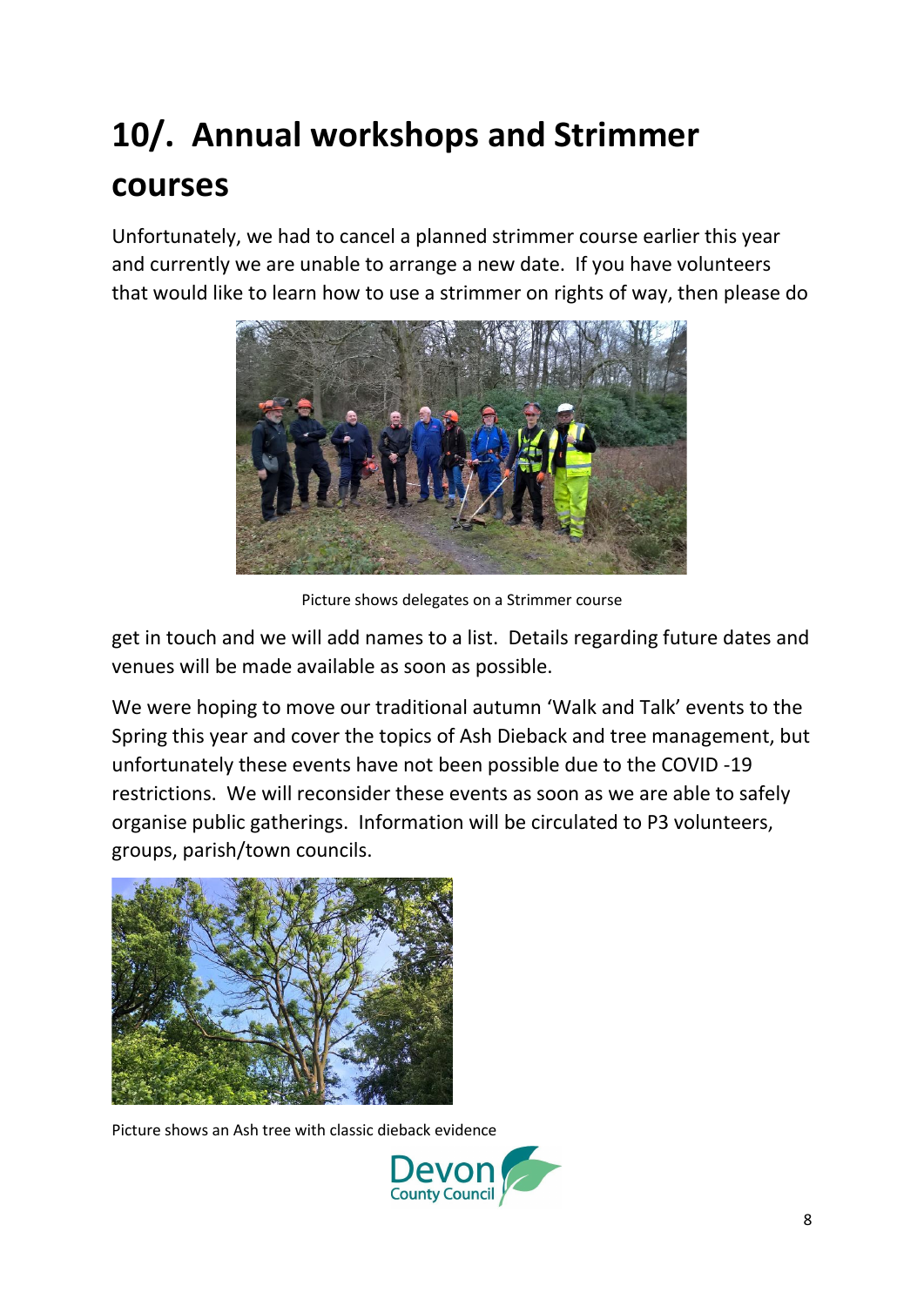# 10/. Annual workshops and Strimmer courses

Unfortunately, we had to cancel a planned strimmer course earlier this year and currently we are unable to arrange a new date. If you have volunteers that would like to learn how to use a strimmer on rights of way, then please do get in touch and we will add names to a list. Details regarding future dates and venues will be made available as soon as possible.

Picture shows delegates on a Strimmer course

We were hoping to move our traditional autumn 'Walk and Talk' events to the Spring this year and cover the topics of Ash Dieback and tree management, but unfortunately these events have not been possible due to the COVID -19 restrictions. We will reconsider these events as soon as we are able to safely organise public gatherings. Information will be circulated to P3 volunteers, groups, parish/town councils.

Picture shows an Ash tree with classic dieback evidence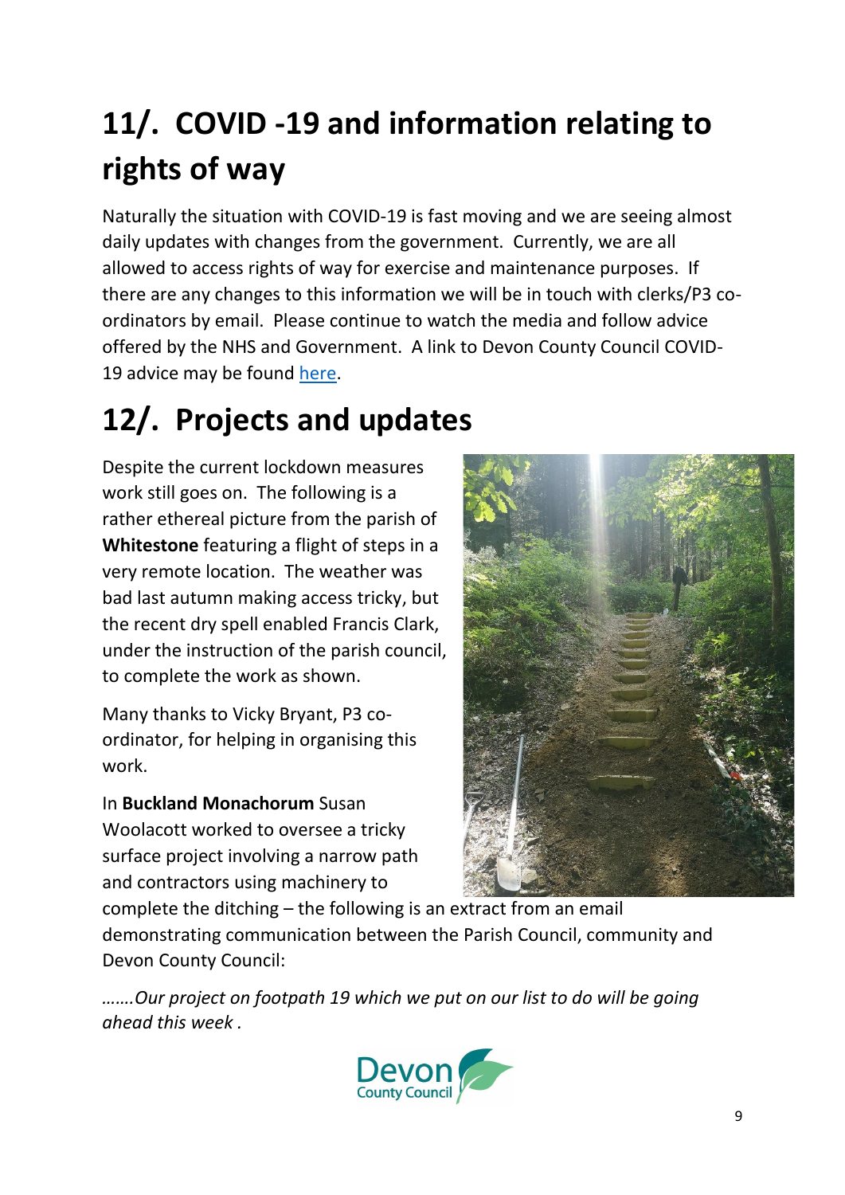## 11/. COVID -19 and information relating to rights of way

Naturally the situation with COVID-19 is fast moving and we are seeing almost daily updates with changes from the government. Currently, we are all allowed to access rights of way for exercise and maintenance purposes. If there are any changes to this information we will be in touch with clerks/P3 co-ordinators by email. Please continue to watch the media and follow advice offered by the NHS and Government. A link to Devon County Council COVID-19 advice may be found here.

## 12/. Projects and updates

Despite the current lockdown measures work still goes on. The following is a rather ethereal picture from the parish of **Whitestone** featuring a flight of steps in a very remote location. The weather was bad last autumn making access tricky, but the recent dry spell enabled Francis Clark, under the instruction of the parish council, to complete the work as shown.

Many thanks to Vicky Bryant, P3 co-ordinator, for helping in organising this work.

In **Buckland Monachorum** Susan Woolacott worked to oversee a tricky surface project involving a narrow path and contractors using machinery to complete the ditching – the following is an extract from an email demonstrating communication between the Parish Council, community and Devon County Council:

*…….Our project on footpath 19 which we put on our list to do will be going ahead this week .*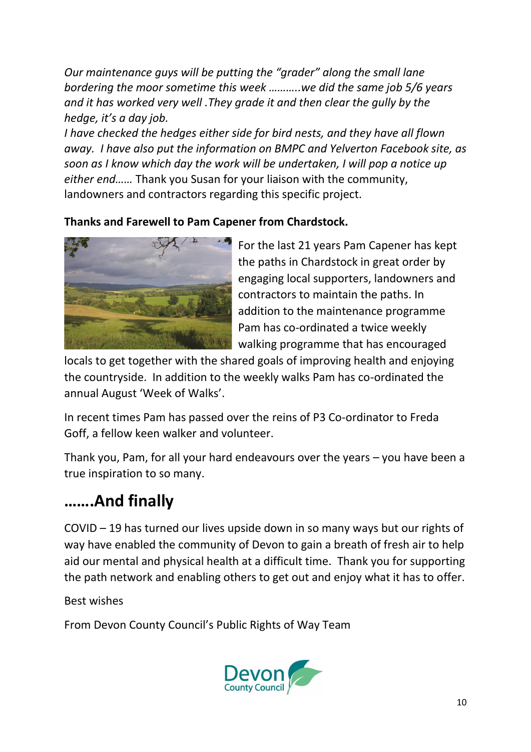*Our maintenance guys will be putting the "grader" along the small lane bordering the moor sometime this week ………..we did the same job 5/6 years and it has worked very well .They grade it and then clear the gully by the hedge, it's a day job.*

*I have checked the hedges either side for bird nests, and they have all flown away. I have also put the information on BMPC and Yelverton Facebook site, as soon as I know which day the work will be undertaken, I will pop a notice up either end……* Thank you Susan for your liaison with the community, landowners and contractors regarding this specific project.

**Thanks and Farewell to Pam Capener from Chardstock.**

For the last 21 years Pam Capener has kept the paths in Chardstock in great order by engaging local supporters, landowners and contractors to maintain the paths. In addition to the maintenance programme Pam has co-ordinated a twice weekly walking programme that has encouraged locals to get together with the shared goals of improving health and enjoying the countryside. In addition to the weekly walks Pam has co-ordinated the annual August 'Week of Walks'.

In recent times Pam has passed over the reins of P3 Co-ordinator to Freda Goff, a fellow keen walker and volunteer.

Thank you, Pam, for all your hard endeavours over the years – you have been a true inspiration to so many.

# …….And finally

COVID – 19 has turned our lives upside down in so many ways but our rights of way have enabled the community of Devon to gain a breath of fresh air to help aid our mental and physical health at a difficult time. Thank you for supporting the path network and enabling others to get out and enjoy what it has to offer.

Best wishes

From Devon County Council's Public Rights of Way Team

Devon County Council